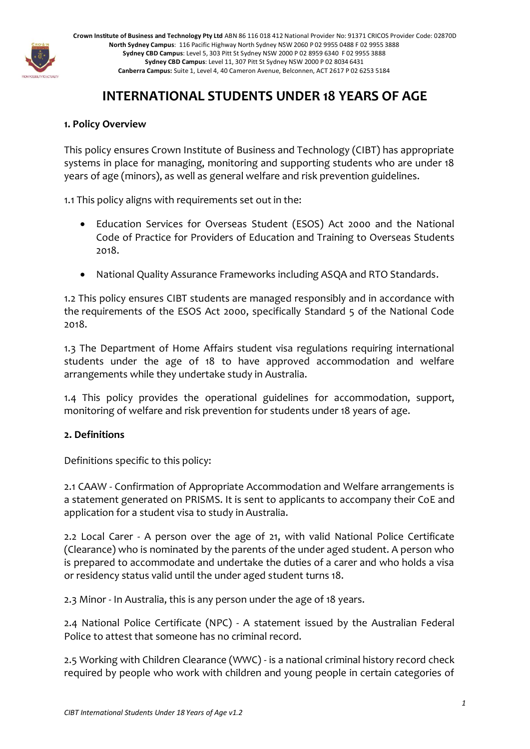**Crown Institute of Business and Technology Pty Ltd** ABN 86 116 018 412 National Provider No: 91371 CRICOS Provider Code: 02870D
**North Sydney Campus**: 116 Pacific Highway North Sydney NSW 2060 P 02 9955 0488 F 02 9955 3888
**Sydney CBD Campus**: Level 5, 303 Pitt St Sydney NSW 2000 P 02 8959 6340 F 02 9955 3888
**Sydney CBD Campus**: Level 11, 307 Pitt St Sydney NSW 2000 P 02 8034 6431
**Canberra Campus:** Suite 1, Level 4, 40 Cameron Avenue, Belconnen, ACT 2617 P 02 6253 5184

# INTERNATIONAL STUDENTS UNDER 18 YEARS OF AGE

### 1. Policy Overview

This policy ensures Crown Institute of Business and Technology (CIBT) has appropriate systems in place for managing, monitoring and supporting students who are under 18 years of age (minors), as well as general welfare and risk prevention guidelines.

1.1 This policy aligns with requirements set out in the:

- Education Services for Overseas Student (ESOS) Act 2000 and the National Code of Practice for Providers of Education and Training to Overseas Students 2018.
- National Quality Assurance Frameworks including ASQA and RTO Standards.

1.2 This policy ensures CIBT students are managed responsibly and in accordance with the requirements of the ESOS Act 2000, specifically Standard 5 of the National Code 2018.

1.3 The Department of Home Affairs student visa regulations requiring international students under the age of 18 to have approved accommodation and welfare arrangements while they undertake study in Australia.

1.4 This policy provides the operational guidelines for accommodation, support, monitoring of welfare and risk prevention for students under 18 years of age.

### 2. Definitions

Definitions specific to this policy:

2.1 CAAW - Confirmation of Appropriate Accommodation and Welfare arrangements is a statement generated on PRISMS. It is sent to applicants to accompany their CoE and application for a student visa to study in Australia.

2.2 Local Carer - A person over the age of 21, with valid National Police Certificate (Clearance) who is nominated by the parents of the under aged student. A person who is prepared to accommodate and undertake the duties of a carer and who holds a visa or residency status valid until the under aged student turns 18.

2.3 Minor - In Australia, this is any person under the age of 18 years.

2.4 National Police Certificate (NPC) - A statement issued by the Australian Federal Police to attest that someone has no criminal record.

2.5 Working with Children Clearance (WWC) - is a national criminal history record check required by people who work with children and young people in certain categories of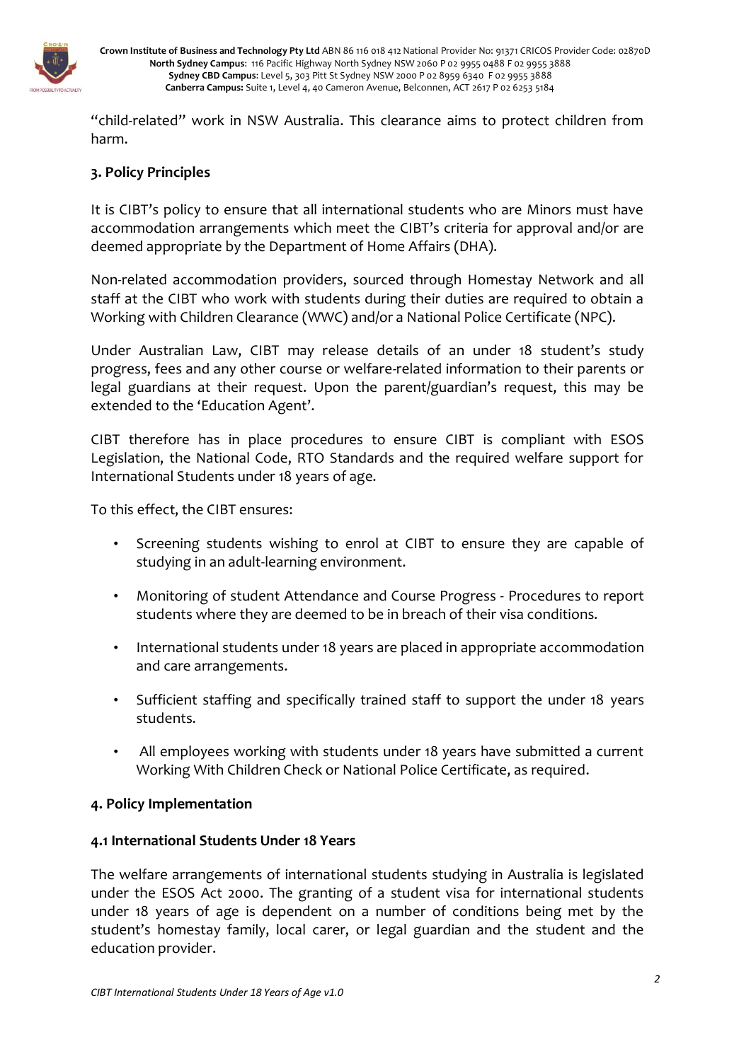"child-related" work in NSW Australia. This clearance aims to protect children from harm.

## 3. Policy Principles

It is CIBT's policy to ensure that all international students who are Minors must have accommodation arrangements which meet the CIBT's criteria for approval and/or are deemed appropriate by the Department of Home Affairs (DHA).

Non-related accommodation providers, sourced through Homestay Network and all staff at the CIBT who work with students during their duties are required to obtain a Working with Children Clearance (WWC) and/or a National Police Certificate (NPC).

Under Australian Law, CIBT may release details of an under 18 student's study progress, fees and any other course or welfare-related information to their parents or legal guardians at their request. Upon the parent/guardian's request, this may be extended to the 'Education Agent'.

CIBT therefore has in place procedures to ensure CIBT is compliant with ESOS Legislation, the National Code, RTO Standards and the required welfare support for International Students under 18 years of age.

To this effect, the CIBT ensures:

- Screening students wishing to enrol at CIBT to ensure they are capable of studying in an adult-learning environment.
- Monitoring of student Attendance and Course Progress - Procedures to report students where they are deemed to be in breach of their visa conditions.
- International students under 18 years are placed in appropriate accommodation and care arrangements.
- Sufficient staffing and specifically trained staff to support the under 18 years students.
- All employees working with students under 18 years have submitted a current Working With Children Check or National Police Certificate, as required.

## 4. Policy Implementation

### 4.1 International Students Under 18 Years

The welfare arrangements of international students studying in Australia is legislated under the ESOS Act 2000. The granting of a student visa for international students under 18 years of age is dependent on a number of conditions being met by the student's homestay family, local carer, or legal guardian and the student and the education provider.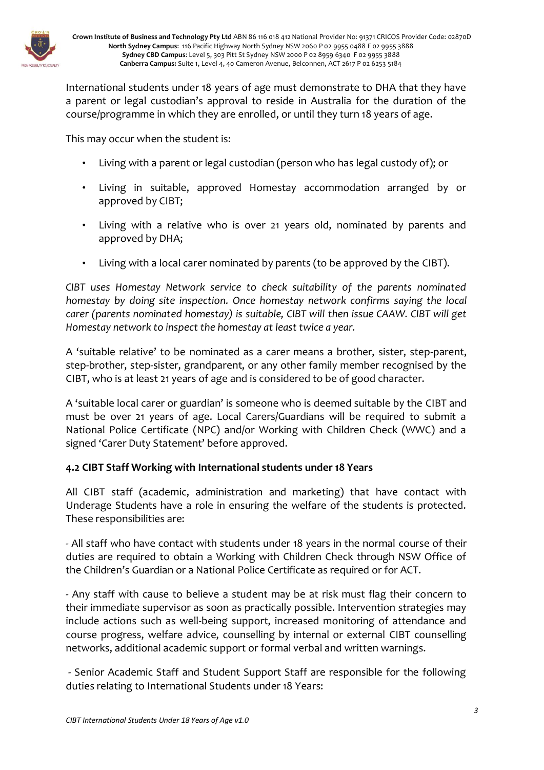International students under 18 years of age must demonstrate to DHA that they have a parent or legal custodian's approval to reside in Australia for the duration of the course/programme in which they are enrolled, or until they turn 18 years of age.

This may occur when the student is:

- Living with a parent or legal custodian (person who has legal custody of); or
- Living in suitable, approved Homestay accommodation arranged by or approved by CIBT;
- Living with a relative who is over 21 years old, nominated by parents and approved by DHA;
- Living with a local carer nominated by parents (to be approved by the CIBT).

*CIBT uses Homestay Network service to check suitability of the parents nominated homestay by doing site inspection. Once homestay network confirms saying the local carer (parents nominated homestay) is suitable, CIBT will then issue CAAW. CIBT will get Homestay network to inspect the homestay at least twice a year.*

A 'suitable relative' to be nominated as a carer means a brother, sister, step-parent, step-brother, step-sister, grandparent, or any other family member recognised by the CIBT, who is at least 21 years of age and is considered to be of good character.

A 'suitable local carer or guardian' is someone who is deemed suitable by the CIBT and must be over 21 years of age. Local Carers/Guardians will be required to submit a National Police Certificate (NPC) and/or Working with Children Check (WWC) and a signed 'Carer Duty Statement' before approved.

### 4.2 CIBT Staff Working with International students under 18 Years

All CIBT staff (academic, administration and marketing) that have contact with Underage Students have a role in ensuring the welfare of the students is protected. These responsibilities are:

- All staff who have contact with students under 18 years in the normal course of their duties are required to obtain a Working with Children Check through NSW Office of the Children's Guardian or a National Police Certificate as required or for ACT.

- Any staff with cause to believe a student may be at risk must flag their concern to their immediate supervisor as soon as practically possible. Intervention strategies may include actions such as well-being support, increased monitoring of attendance and course progress, welfare advice, counselling by internal or external CIBT counselling networks, additional academic support or formal verbal and written warnings.

- Senior Academic Staff and Student Support Staff are responsible for the following duties relating to International Students under 18 Years: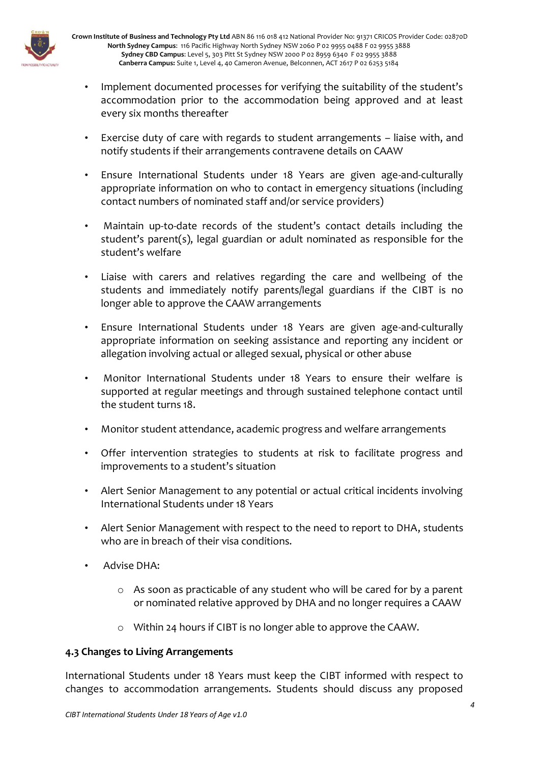- Implement documented processes for verifying the suitability of the student's accommodation prior to the accommodation being approved and at least every six months thereafter
- Exercise duty of care with regards to student arrangements – liaise with, and notify students if their arrangements contravene details on CAAW
- Ensure International Students under 18 Years are given age-and-culturally appropriate information on who to contact in emergency situations (including contact numbers of nominated staff and/or service providers)
- Maintain up-to-date records of the student's contact details including the student's parent(s), legal guardian or adult nominated as responsible for the student's welfare
- Liaise with carers and relatives regarding the care and wellbeing of the students and immediately notify parents/legal guardians if the CIBT is no longer able to approve the CAAW arrangements
- Ensure International Students under 18 Years are given age-and-culturally appropriate information on seeking assistance and reporting any incident or allegation involving actual or alleged sexual, physical or other abuse
- Monitor International Students under 18 Years to ensure their welfare is supported at regular meetings and through sustained telephone contact until the student turns 18.
- Monitor student attendance, academic progress and welfare arrangements
- Offer intervention strategies to students at risk to facilitate progress and improvements to a student's situation
- Alert Senior Management to any potential or actual critical incidents involving International Students under 18 Years
- Alert Senior Management with respect to the need to report to DHA, students who are in breach of their visa conditions.
- Advise DHA:
  - As soon as practicable of any student who will be cared for by a parent or nominated relative approved by DHA and no longer requires a CAAW
  - Within 24 hours if CIBT is no longer able to approve the CAAW.

### 4.3 Changes to Living Arrangements

International Students under 18 Years must keep the CIBT informed with respect to changes to accommodation arrangements. Students should discuss any proposed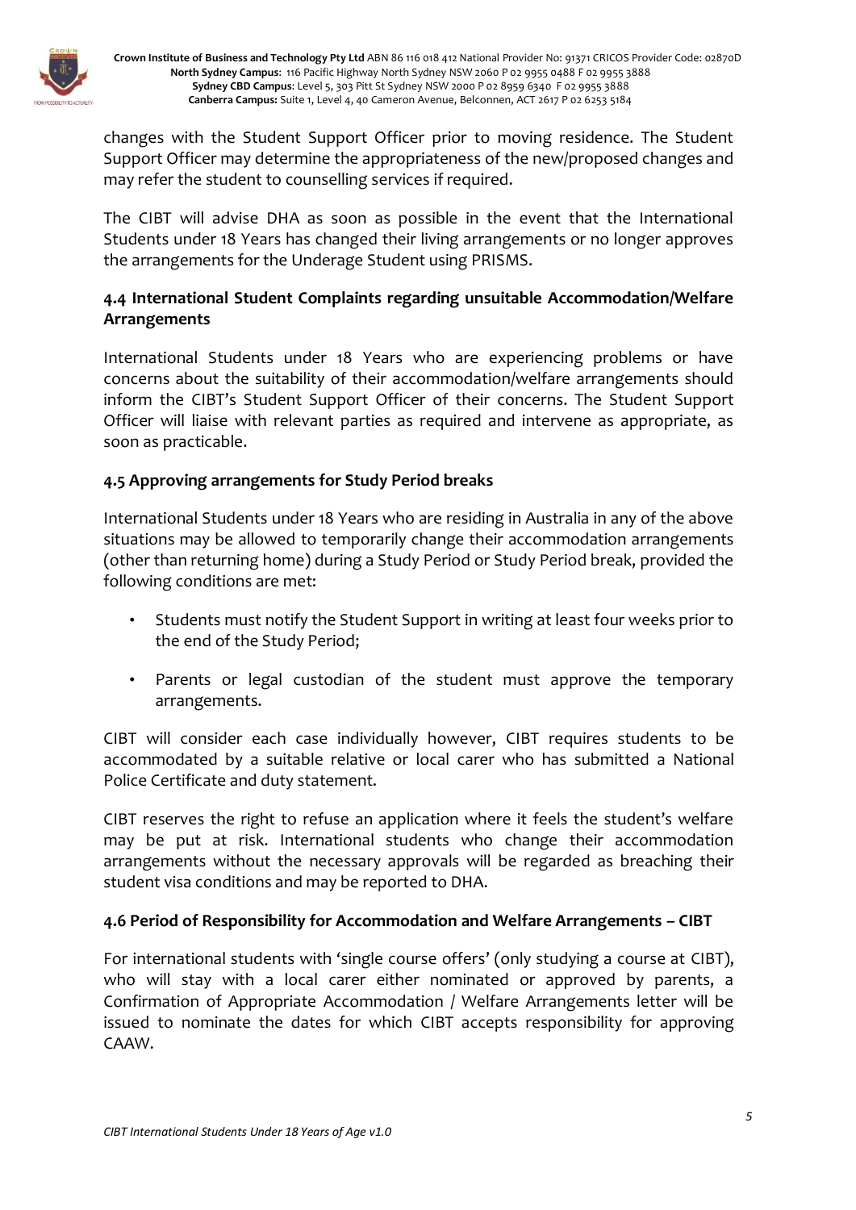changes with the Student Support Officer prior to moving residence. The Student Support Officer may determine the appropriateness of the new/proposed changes and may refer the student to counselling services if required.

The CIBT will advise DHA as soon as possible in the event that the International Students under 18 Years has changed their living arrangements or no longer approves the arrangements for the Underage Student using PRISMS.

### 4.4 International Student Complaints regarding unsuitable Accommodation/Welfare Arrangements

International Students under 18 Years who are experiencing problems or have concerns about the suitability of their accommodation/welfare arrangements should inform the CIBT's Student Support Officer of their concerns. The Student Support Officer will liaise with relevant parties as required and intervene as appropriate, as soon as practicable.

### 4.5 Approving arrangements for Study Period breaks

International Students under 18 Years who are residing in Australia in any of the above situations may be allowed to temporarily change their accommodation arrangements (other than returning home) during a Study Period or Study Period break, provided the following conditions are met:

- Students must notify the Student Support in writing at least four weeks prior to the end of the Study Period;
- Parents or legal custodian of the student must approve the temporary arrangements.

CIBT will consider each case individually however, CIBT requires students to be accommodated by a suitable relative or local carer who has submitted a National Police Certificate and duty statement.

CIBT reserves the right to refuse an application where it feels the student's welfare may be put at risk. International students who change their accommodation arrangements without the necessary approvals will be regarded as breaching their student visa conditions and may be reported to DHA.

### 4.6 Period of Responsibility for Accommodation and Welfare Arrangements – CIBT

For international students with 'single course offers' (only studying a course at CIBT), who will stay with a local carer either nominated or approved by parents, a Confirmation of Appropriate Accommodation / Welfare Arrangements letter will be issued to nominate the dates for which CIBT accepts responsibility for approving CAAW.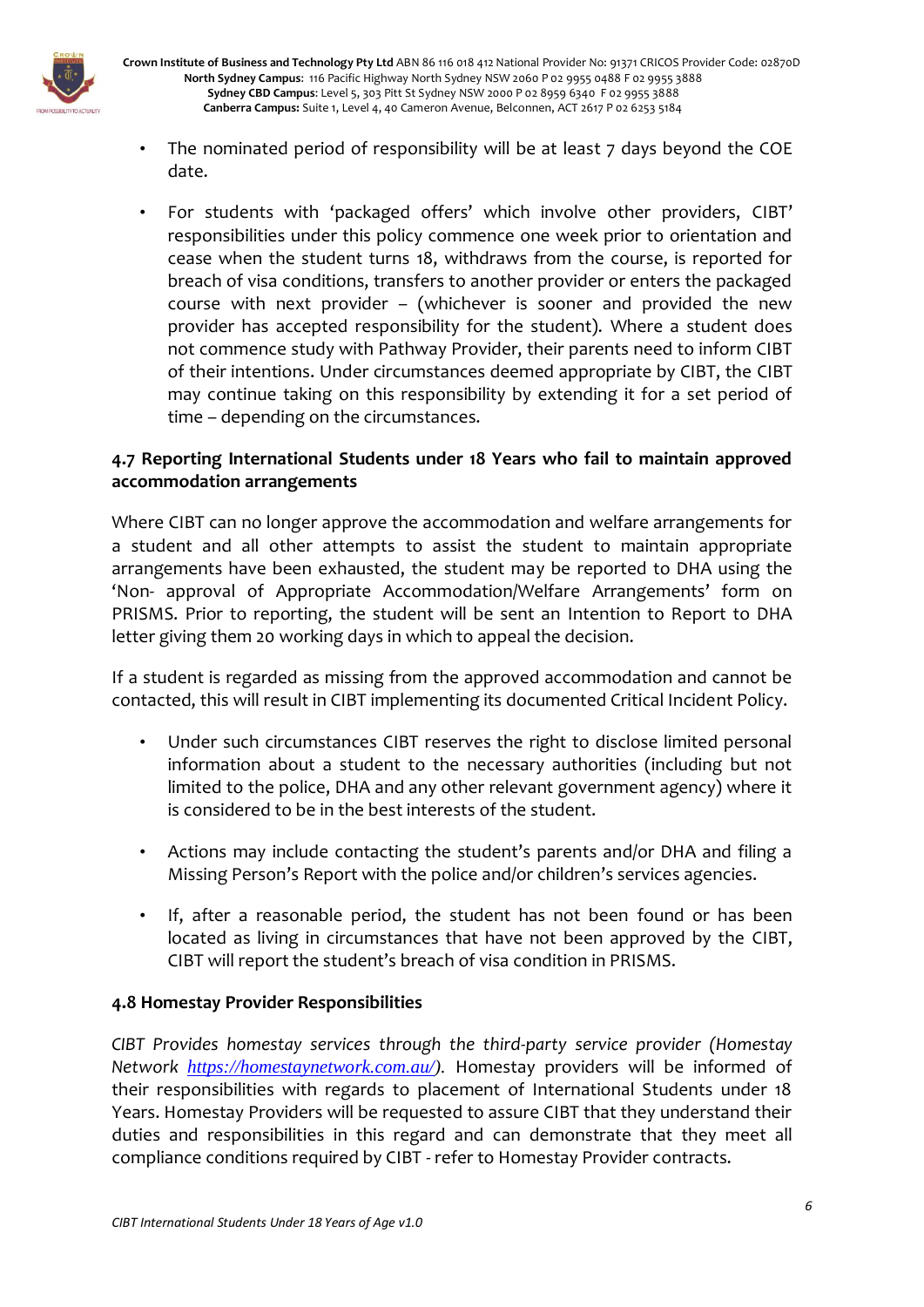- The nominated period of responsibility will be at least 7 days beyond the COE date.
- For students with 'packaged offers' which involve other providers, CIBT' responsibilities under this policy commence one week prior to orientation and cease when the student turns 18, withdraws from the course, is reported for breach of visa conditions, transfers to another provider or enters the packaged course with next provider – (whichever is sooner and provided the new provider has accepted responsibility for the student). Where a student does not commence study with Pathway Provider, their parents need to inform CIBT of their intentions. Under circumstances deemed appropriate by CIBT, the CIBT may continue taking on this responsibility by extending it for a set period of time – depending on the circumstances.

### 4.7 Reporting International Students under 18 Years who fail to maintain approved accommodation arrangements

Where CIBT can no longer approve the accommodation and welfare arrangements for a student and all other attempts to assist the student to maintain appropriate arrangements have been exhausted, the student may be reported to DHA using the 'Non- approval of Appropriate Accommodation/Welfare Arrangements' form on PRISMS. Prior to reporting, the student will be sent an Intention to Report to DHA letter giving them 20 working days in which to appeal the decision.

If a student is regarded as missing from the approved accommodation and cannot be contacted, this will result in CIBT implementing its documented Critical Incident Policy.

- Under such circumstances CIBT reserves the right to disclose limited personal information about a student to the necessary authorities (including but not limited to the police, DHA and any other relevant government agency) where it is considered to be in the best interests of the student.
- Actions may include contacting the student's parents and/or DHA and filing a Missing Person's Report with the police and/or children's services agencies.
- If, after a reasonable period, the student has not been found or has been located as living in circumstances that have not been approved by the CIBT, CIBT will report the student's breach of visa condition in PRISMS.

### 4.8 Homestay Provider Responsibilities

*CIBT Provides homestay services through the third-party service provider (Homestay Network [https://homestaynetwork.com.au/](https://homestaynetwork.com.au/)).* Homestay providers will be informed of their responsibilities with regards to placement of International Students under 18 Years. Homestay Providers will be requested to assure CIBT that they understand their duties and responsibilities in this regard and can demonstrate that they meet all compliance conditions required by CIBT - refer to Homestay Provider contracts.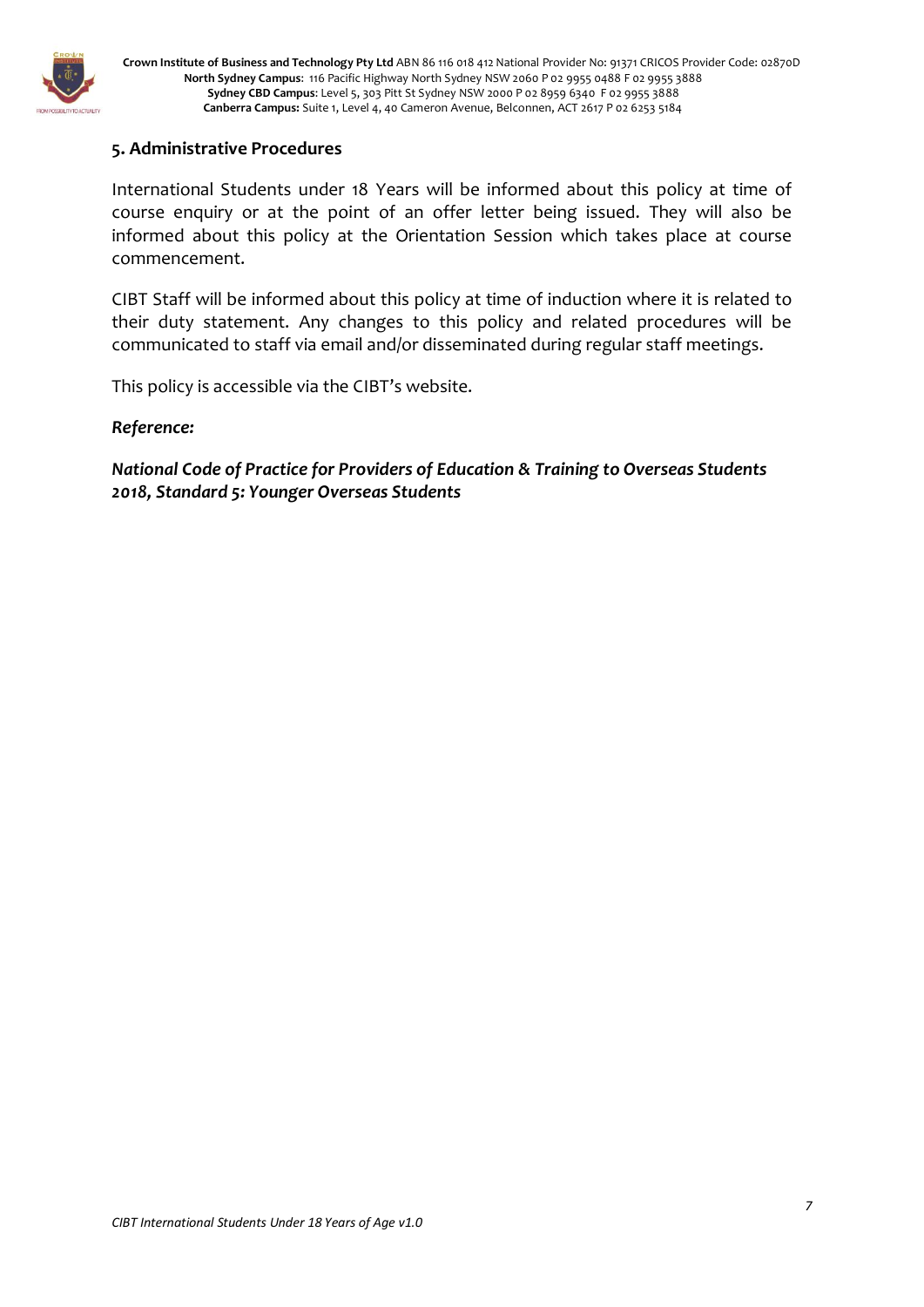## 5. Administrative Procedures

International Students under 18 Years will be informed about this policy at time of course enquiry or at the point of an offer letter being issued. They will also be informed about this policy at the Orientation Session which takes place at course commencement.

CIBT Staff will be informed about this policy at time of induction where it is related to their duty statement. Any changes to this policy and related procedures will be communicated to staff via email and/or disseminated during regular staff meetings.

This policy is accessible via the CIBT's website.

***Reference:***

***National Code of Practice for Providers of Education & Training to Overseas Students 2018, Standard 5: Younger Overseas Students***